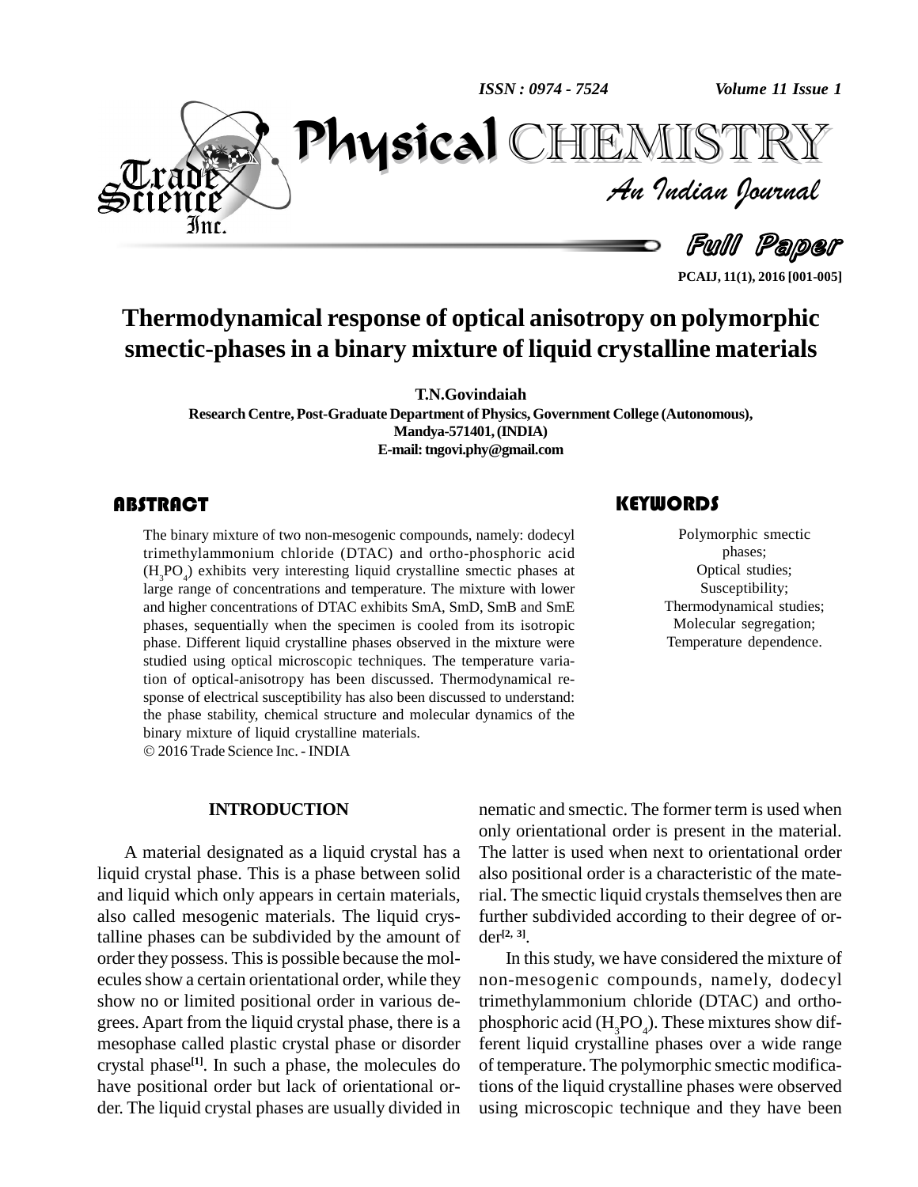# Thermodynamical response of optical anisotropy on polymorphic smectic-phases in a binary mixture of liquid crystalline materials

**T.N.Govindaiah**

**Research Centre, Post-Graduate Department of Physics, Government College (Autonomous), Mandya-571401, (INDIA)**

**E-mail: tngovi.phy@gmail.com**

## ABSTRACT

The binary mixture of two non-mesogenic compounds, namely: dodecyl trimethylammonium chloride (DTAC) and ortho-phosphoric acid ($H_3PO_4$) exhibits very interesting liquid crystalline smectic phases at large range of concentrations and temperature. The mixture with lower and higher concentrations of DTAC exhibits SmA, SmD, SmB and SmE phases, sequentially when the specimen is cooled from its isotropic phase. Different liquid crystalline phases observed in the mixture were studied using optical microscopic techniques. The temperature variation of optical-anisotropy has been discussed. Thermodynamical response of electrical susceptibility has also been discussed to understand: the phase stability, chemical structure and molecular dynamics of the binary mixture of liquid crystalline materials.

© 2016 Trade Science Inc. - INDIA

## KEYWORDS

Polymorphic smectic phases;
Optical studies;
Susceptibility;
Thermodynamical studies;
Molecular segregation;
Temperature dependence.

## INTRODUCTION

A material designated as a liquid crystal has a liquid crystal phase. This is a phase between solid and liquid which only appears in certain materials, also called mesogenic materials. The liquid crystalline phases can be subdivided by the amount of order they possess. This is possible because the molecules show a certain orientational order, while they show no or limited positional order in various degrees. Apart from the liquid crystal phase, there is a mesophase called plastic crystal phase or disorder crystal phase[1]. In such a phase, the molecules do have positional order but lack of orientational order. The liquid crystal phases are usually divided in nematic and smectic. The former term is used when only orientational order is present in the material. The latter is used when next to orientational order also positional order is a characteristic of the material. The smectic liquid crystals themselves then are further subdivided according to their degree of order[2, 3].

In this study, we have considered the mixture of non-mesogenic compounds, namely, dodecyl trimethylammonium chloride (DTAC) and ortho-phosphoric acid ($H_3PO_4$). These mixtures show different liquid crystalline phases over a wide range of temperature. The polymorphic smectic modifications of the liquid crystalline phases were observed using microscopic technique and they have been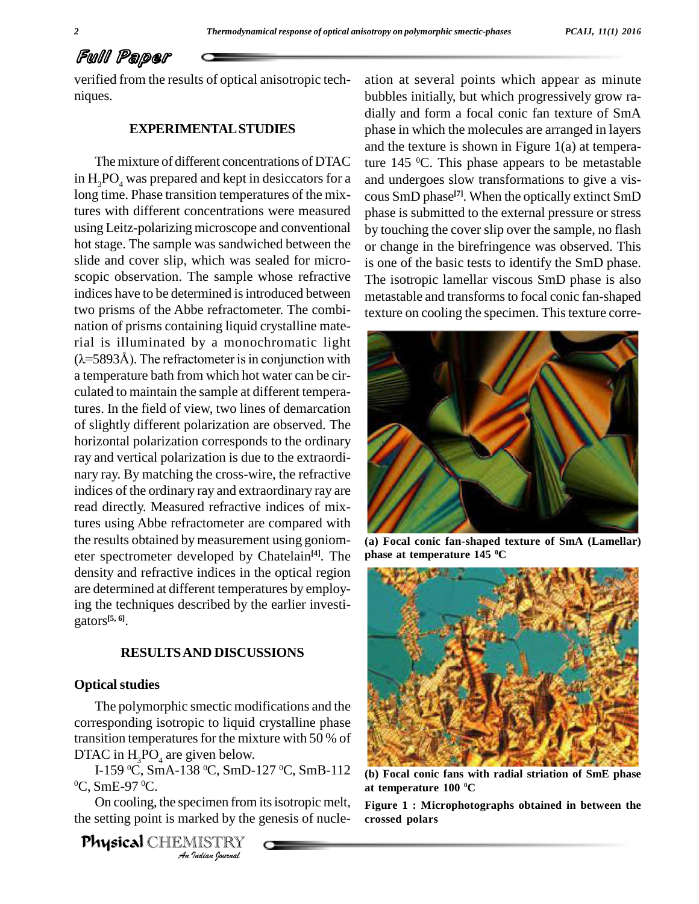verified from the results of optical anisotropic techniques.

## EXPERIMENTAL STUDIES

The mixture of different concentrations of DTAC in $H_3PO_4$ was prepared and kept in desiccators for a long time. Phase transition temperatures of the mixtures with different concentrations were measured using Leitz-polarizing microscope and conventional hot stage. The sample was sandwiched between the slide and cover slip, which was sealed for microscopic observation. The sample whose refractive indices have to be determined is introduced between two prisms of the Abbe refractometer. The combination of prisms containing liquid crystalline material is illuminated by a monochromatic light ($\lambda$=5893Å). The refractometer is in conjunction with a temperature bath from which hot water can be circulated to maintain the sample at different temperatures. In the field of view, two lines of demarcation of slightly different polarization are observed. The horizontal polarization corresponds to the ordinary ray and vertical polarization is due to the extraordinary ray. By matching the cross-wire, the refractive indices of the ordinary ray and extraordinary ray are read directly. Measured refractive indices of mixtures using Abbe refractometer are compared with the results obtained by measurement using goniometer spectrometer developed by Chatelain[4]. The density and refractive indices in the optical region are determined at different temperatures by employing the techniques described by the earlier investigators[5, 6].

## RESULTS AND DISCUSSIONS

### Optical studies

The polymorphic smectic modifications and the corresponding isotropic to liquid crystalline phase transition temperatures for the mixture with 50 % of DTAC in $H_3PO_4$ are given below.

I-159 $^0$C, SmA-138 $^0$C, SmD-127 $^0$C, SmB-112 $^0$C, SmE-97 $^0$C.

On cooling, the specimen from its isotropic melt, the setting point is marked by the genesis of nucleation at several points which appear as minute bubbles initially, but which progressively grow radially and form a focal conic fan texture of SmA phase in which the molecules are arranged in layers and the texture is shown in Figure 1(a) at temperature 145 $^0$C. This phase appears to be metastable and undergoes slow transformations to give a viscous SmD phase[7]. When the optically extinct SmD phase is submitted to the external pressure or stress by touching the cover slip over the sample, no flash or change in the birefringence was observed. This is one of the basic tests to identify the SmD phase. The isotropic lamellar viscous SmD phase is also metastable and transforms to focal conic fan-shaped texture on cooling the specimen. This texture corre-

**(a) Focal conic fan-shaped texture of SmA (Lamellar) phase at temperature 145 $^0$C**

**(b) Focal conic fans with radial striation of SmE phase at temperature 100 $^0$C**

**Figure 1 : Microphotographs obtained in between the crossed polars**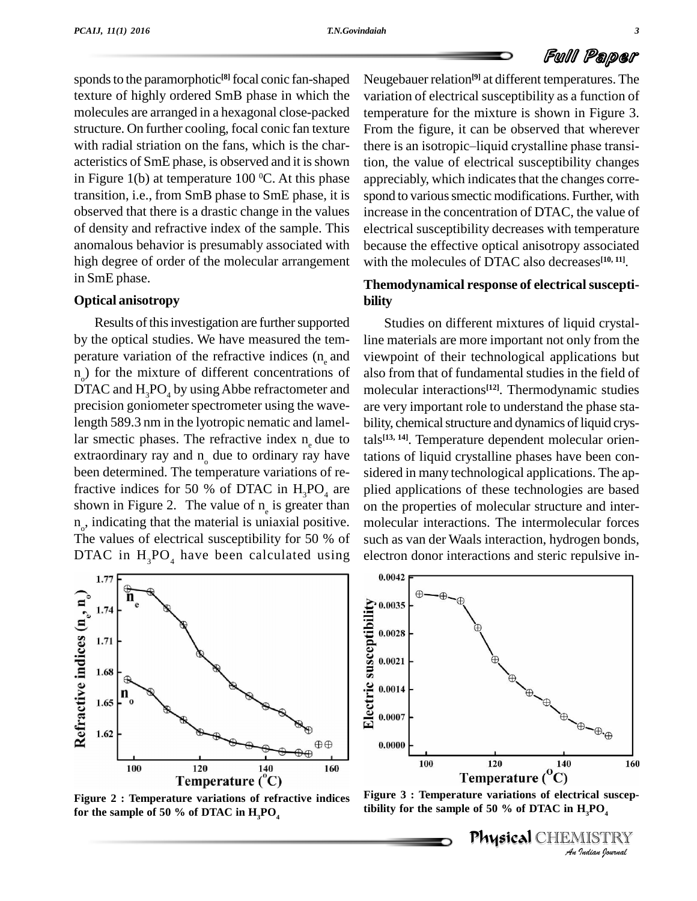sponds to the paramorphotic[8] focal conic fan-shaped texture of highly ordered SmB phase in which the molecules are arranged in a hexagonal close-packed structure. On further cooling, focal conic fan texture with radial striation on the fans, which is the characteristics of SmE phase, is observed and it is shown in Figure 1(b) at temperature 100 $^0$C. At this phase transition, i.e., from SmB phase to SmE phase, it is observed that there is a drastic change in the values of density and refractive index of the sample. This anomalous behavior is presumably associated with high degree of order of the molecular arrangement in SmE phase.

### Optical anisotropy

Results of this investigation are further supported by the optical studies. We have measured the temperature variation of the refractive indices ($n_e$ and $n_o$) for the mixture of different concentrations of DTAC and $H_3PO_4$ by using Abbe refractometer and precision goniometer spectrometer using the wavelength 589.3 nm in the lyotropic nematic and lamellar smectic phases. The refractive index $n_e$ due to extraordinary ray and $n_o$ due to ordinary ray have been determined. The temperature variations of refractive indices for 50 % of DTAC in $H_3PO_4$ are shown in Figure 2. The value of $n_e$ is greater than $n_o$, indicating that the material is uniaxial positive. The values of electrical susceptibility for 50 % of DTAC in $H_3PO_4$ have been calculated using Neugebauer relation[9] at different temperatures. The variation of electrical susceptibility as a function of temperature for the mixture is shown in Figure 3. From the figure, it can be observed that wherever there is an isotropic–liquid crystalline phase transition, the value of electrical susceptibility changes appreciably, which indicates that the changes correspond to various smectic modifications. Further, with increase in the concentration of DTAC, the value of electrical susceptibility decreases with temperature because the effective optical anisotropy associated with the molecules of DTAC also decreases[10, 11].

Figure 2 : Temperature variations of refractive indices for the sample of 50 % of DTAC in $H_3PO_4$

### Themodynamical response of electrical susceptibility

Studies on different mixtures of liquid crystalline materials are more important not only from the viewpoint of their technological applications but also from that of fundamental studies in the field of molecular interactions[12]. Thermodynamic studies are very important role to understand the phase stability, chemical structure and dynamics of liquid crystals[13, 14]. Temperature dependent molecular orientations of liquid crystalline phases have been considered in many technological applications. The applied applications of these technologies are based on the properties of molecular structure and intermolecular interactions. The intermolecular forces such as van der Waals interaction, hydrogen bonds, electron donor interactions and steric repulsive in-

Figure 3 : Temperature variations of electrical susceptibility for the sample of 50 % of DTAC in $H_3PO_4$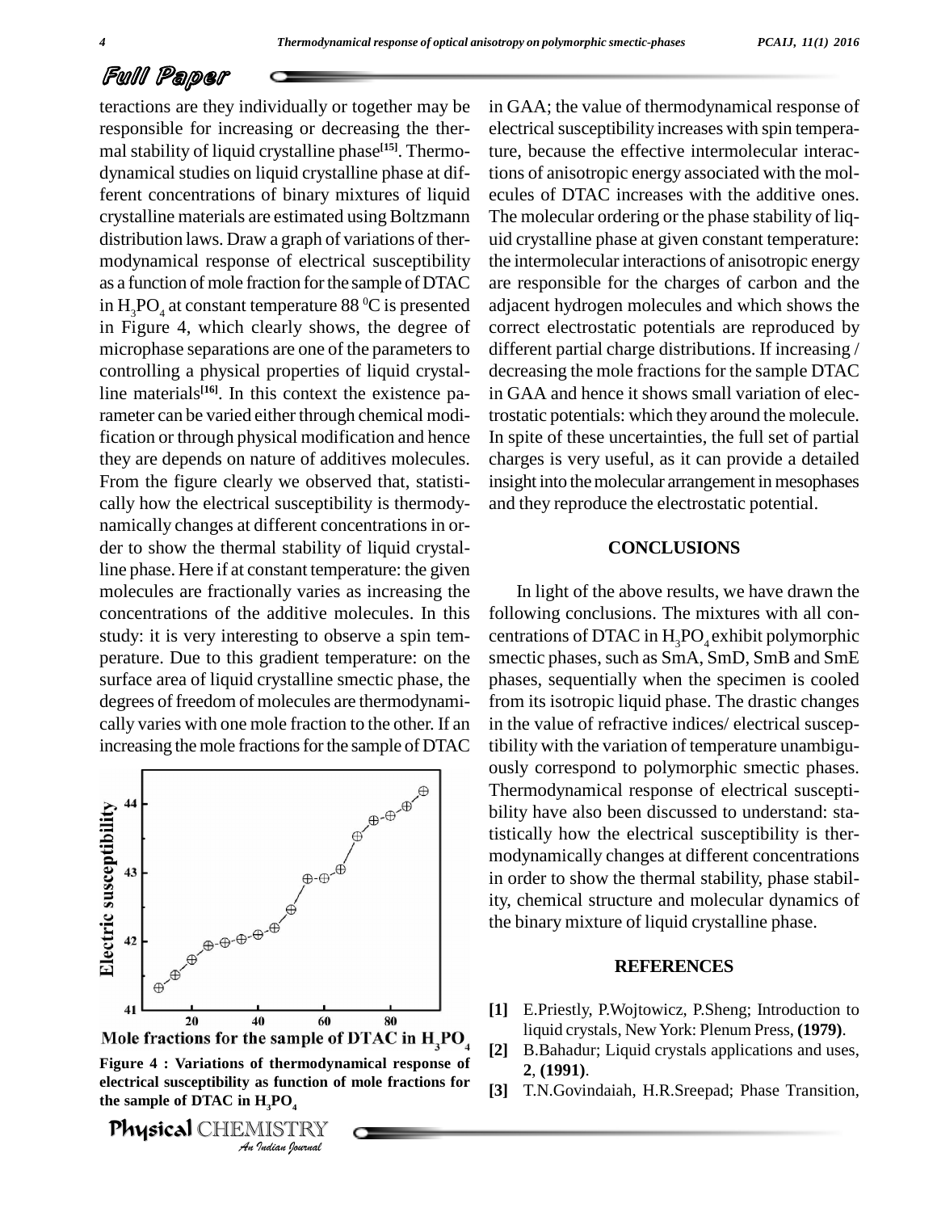teractions are they individually or together may be responsible for increasing or decreasing the thermal stability of liquid crystalline phase[15]. Thermodynamical studies on liquid crystalline phase at different concentrations of binary mixtures of liquid crystalline materials are estimated using Boltzmann distribution laws. Draw a graph of variations of thermodynamical response of electrical susceptibility as a function of mole fraction for the sample of DTAC in $H_3PO_4$ at constant temperature 88 $^0$C is presented in Figure 4, which clearly shows, the degree of microphase separations are one of the parameters to controlling a physical properties of liquid crystalline materials[16]. In this context the existence parameter can be varied either through chemical modification or through physical modification and hence they are depends on nature of additives molecules. From the figure clearly we observed that, statistically how the electrical susceptibility is thermodynamically changes at different concentrations in order to show the thermal stability of liquid crystalline phase. Here if at constant temperature: the given molecules are fractionally varies as increasing the concentrations of the additive molecules. In this study: it is very interesting to observe a spin temperature. Due to this gradient temperature: on the surface area of liquid crystalline smectic phase, the degrees of freedom of molecules are thermodynamically varies with one mole fraction to the other. If an increasing the mole fractions for the sample of DTAC

Figure 4 : Variations of thermodynamical response of electrical susceptibility as function of mole fractions for the sample of DTAC in $H_3PO_4$

in GAA; the value of thermodynamical response of electrical susceptibility increases with spin temperature, because the effective intermolecular interactions of anisotropic energy associated with the molecules of DTAC increases with the additive ones. The molecular ordering or the phase stability of liquid crystalline phase at given constant temperature: the intermolecular interactions of anisotropic energy are responsible for the charges of carbon and the adjacent hydrogen molecules and which shows the correct electrostatic potentials are reproduced by different partial charge distributions. If increasing / decreasing the mole fractions for the sample DTAC in GAA and hence it shows small variation of electrostatic potentials: which they around the molecule. In spite of these uncertainties, the full set of partial charges is very useful, as it can provide a detailed insight into the molecular arrangement in mesophases and they reproduce the electrostatic potential.

## CONCLUSIONS

In light of the above results, we have drawn the following conclusions. The mixtures with all concentrations of DTAC in $H_3PO_4$ exhibit polymorphic smectic phases, such as SmA, SmD, SmB and SmE phases, sequentially when the specimen is cooled from its isotropic liquid phase. The drastic changes in the value of refractive indices/ electrical susceptibility with the variation of temperature unambiguously correspond to polymorphic smectic phases. Thermodynamical response of electrical susceptibility have also been discussed to understand: statistically how the electrical susceptibility is thermodynamically changes at different concentrations in order to show the thermal stability, phase stability, chemical structure and molecular dynamics of the binary mixture of liquid crystalline phase.

## REFERENCES

[1] E.Priestly, P.Wojtowicz, P.Sheng; Introduction to liquid crystals, New York: Plenum Press, **(1979)**.

[2] B.Bahadur; Liquid crystals applications and uses, **2**, **(1991)**.

[3] T.N.Govindaiah, H.R.Sreepad; Phase Transition,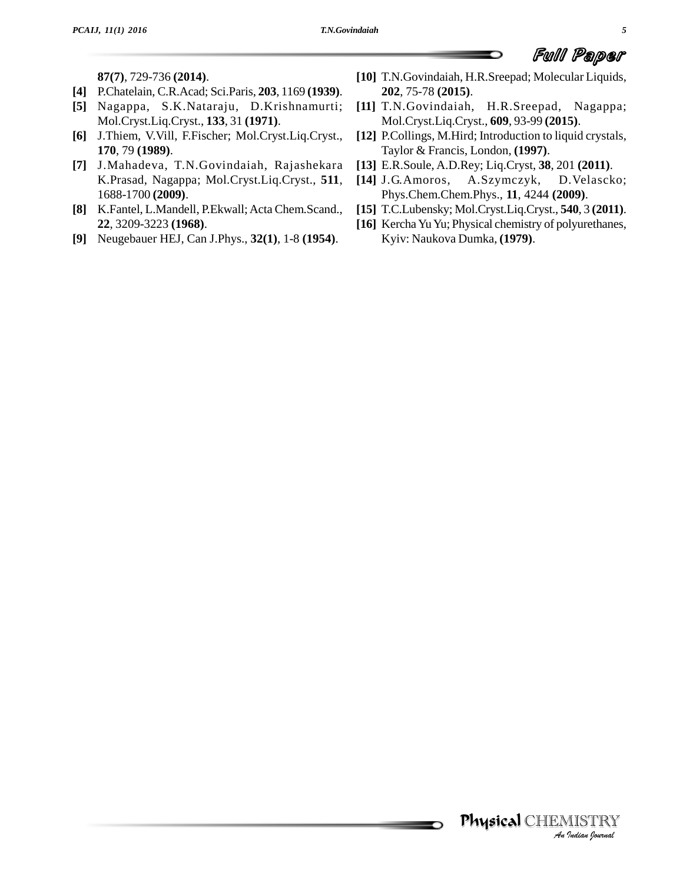**87(7)**, 729-736 **(2014)**.

**[4]** P.Chatelain, C.R.Acad; Sci.Paris, **203**, 1169 **(1939)**.

**[5]** Nagappa, S.K.Nataraju, D.Krishnamurti; Mol.Cryst.Liq.Cryst., **133**, 31 **(1971)**.

**[6]** J.Thiem, V.Vill, F.Fischer; Mol.Cryst.Liq.Cryst., **170**, 79 **(1989)**.

**[7]** J.Mahadeva, T.N.Govindaiah, Rajashekara K.Prasad, Nagappa; Mol.Cryst.Liq.Cryst., **511**, 1688-1700 **(2009)**.

**[8]** K.Fantel, L.Mandell, P.Ekwall; Acta Chem.Scand., **22**, 3209-3223 **(1968)**.

**[9]** Neugebauer HEJ, Can J.Phys., **32(1)**, 1-8 **(1954)**.

**[10]** T.N.Govindaiah, H.R.Sreepad; Molecular Liquids, **202**, 75-78 **(2015)**.

**[11]** T.N.Govindaiah, H.R.Sreepad, Nagappa; Mol.Cryst.Liq.Cryst., **609**, 93-99 **(2015)**.

**[12]** P.Collings, M.Hird; Introduction to liquid crystals, Taylor & Francis, London, **(1997)**.

**[13]** E.R.Soule, A.D.Rey; Liq.Cryst, **38**, 201 **(2011)**.

**[14]** J.G.Amoros, A.Szymczyk, D.Velascko; Phys.Chem.Chem.Phys., **11**, 4244 **(2009)**.

**[15]** T.C.Lubensky; Mol.Cryst.Liq.Cryst., **540**, 3 **(2011)**.

**[16]** Kercha Yu Yu; Physical chemistry of polyurethanes, Kyiv: Naukova Dumka, **(1979)**.